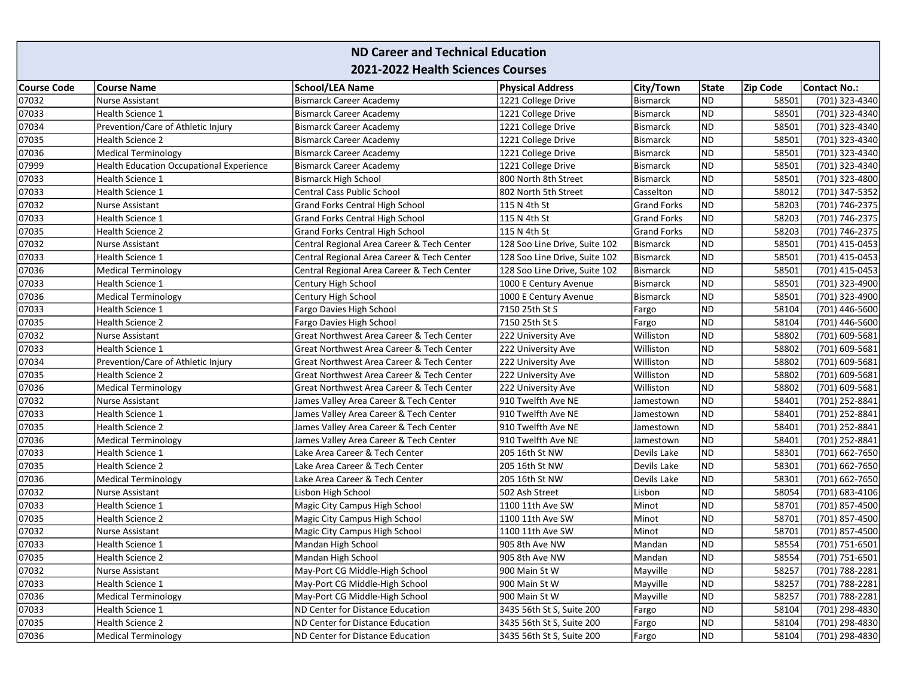# ND Career and Technical Education
## 2021-2022 Health Sciences Courses

| Course Code | Course Name | School/LEA Name | Physical Address | City/Town | State | Zip Code | Contact No.: |
|---|---|---|---|---|---|---|---|
| 07032 | Nurse Assistant | Bismarck Career Academy | 1221 College Drive | Bismarck | ND | 58501 | (701) 323-4340 |
| 07033 | Health Science 1 | Bismarck Career Academy | 1221 College Drive | Bismarck | ND | 58501 | (701) 323-4340 |
| 07034 | Prevention/Care of Athletic Injury | Bismarck Career Academy | 1221 College Drive | Bismarck | ND | 58501 | (701) 323-4340 |
| 07035 | Health Science 2 | Bismarck Career Academy | 1221 College Drive | Bismarck | ND | 58501 | (701) 323-4340 |
| 07036 | Medical Terminology | Bismarck Career Academy | 1221 College Drive | Bismarck | ND | 58501 | (701) 323-4340 |
| 07999 | Health Education Occupational Experience | Bismarck Career Academy | 1221 College Drive | Bismarck | ND | 58501 | (701) 323-4340 |
| 07033 | Health Science 1 | Bismarck High School | 800 North 8th Street | Bismarck | ND | 58501 | (701) 323-4800 |
| 07033 | Health Science 1 | Central Cass Public School | 802 North 5th Street | Casselton | ND | 58012 | (701) 347-5352 |
| 07032 | Nurse Assistant | Grand Forks Central High School | 115 N 4th St | Grand Forks | ND | 58203 | (701) 746-2375 |
| 07033 | Health Science 1 | Grand Forks Central High School | 115 N 4th St | Grand Forks | ND | 58203 | (701) 746-2375 |
| 07035 | Health Science 2 | Grand Forks Central High School | 115 N 4th St | Grand Forks | ND | 58203 | (701) 746-2375 |
| 07032 | Nurse Assistant | Central Regional Area Career & Tech Center | 128 Soo Line Drive, Suite 102 | Bismarck | ND | 58501 | (701) 415-0453 |
| 07033 | Health Science 1 | Central Regional Area Career & Tech Center | 128 Soo Line Drive, Suite 102 | Bismarck | ND | 58501 | (701) 415-0453 |
| 07036 | Medical Terminology | Central Regional Area Career & Tech Center | 128 Soo Line Drive, Suite 102 | Bismarck | ND | 58501 | (701) 415-0453 |
| 07033 | Health Science 1 | Century High School | 1000 E Century Avenue | Bismarck | ND | 58501 | (701) 323-4900 |
| 07036 | Medical Terminology | Century High School | 1000 E Century Avenue | Bismarck | ND | 58501 | (701) 323-4900 |
| 07033 | Health Science 1 | Fargo Davies High School | 7150 25th St S | Fargo | ND | 58104 | (701) 446-5600 |
| 07035 | Health Science 2 | Fargo Davies High School | 7150 25th St S | Fargo | ND | 58104 | (701) 446-5600 |
| 07032 | Nurse Assistant | Great Northwest Area Career & Tech Center | 222 University Ave | Williston | ND | 58802 | (701) 609-5681 |
| 07033 | Health Science 1 | Great Northwest Area Career & Tech Center | 222 University Ave | Williston | ND | 58802 | (701) 609-5681 |
| 07034 | Prevention/Care of Athletic Injury | Great Northwest Area Career & Tech Center | 222 University Ave | Williston | ND | 58802 | (701) 609-5681 |
| 07035 | Health Science 2 | Great Northwest Area Career & Tech Center | 222 University Ave | Williston | ND | 58802 | (701) 609-5681 |
| 07036 | Medical Terminology | Great Northwest Area Career & Tech Center | 222 University Ave | Williston | ND | 58802 | (701) 609-5681 |
| 07032 | Nurse Assistant | James Valley Area Career & Tech Center | 910 Twelfth Ave NE | Jamestown | ND | 58401 | (701) 252-8841 |
| 07033 | Health Science 1 | James Valley Area Career & Tech Center | 910 Twelfth Ave NE | Jamestown | ND | 58401 | (701) 252-8841 |
| 07035 | Health Science 2 | James Valley Area Career & Tech Center | 910 Twelfth Ave NE | Jamestown | ND | 58401 | (701) 252-8841 |
| 07036 | Medical Terminology | James Valley Area Career & Tech Center | 910 Twelfth Ave NE | Jamestown | ND | 58401 | (701) 252-8841 |
| 07033 | Health Science 1 | Lake Area Career & Tech Center | 205 16th St NW | Devils Lake | ND | 58301 | (701) 662-7650 |
| 07035 | Health Science 2 | Lake Area Career & Tech Center | 205 16th St NW | Devils Lake | ND | 58301 | (701) 662-7650 |
| 07036 | Medical Terminology | Lake Area Career & Tech Center | 205 16th St NW | Devils Lake | ND | 58301 | (701) 662-7650 |
| 07032 | Nurse Assistant | Lisbon High School | 502 Ash Street | Lisbon | ND | 58054 | (701) 683-4106 |
| 07033 | Health Science 1 | Magic City Campus High School | 1100 11th Ave SW | Minot | ND | 58701 | (701) 857-4500 |
| 07035 | Health Science 2 | Magic City Campus High School | 1100 11th Ave SW | Minot | ND | 58701 | (701) 857-4500 |
| 07032 | Nurse Assistant | Magic City Campus High School | 1100 11th Ave SW | Minot | ND | 58701 | (701) 857-4500 |
| 07033 | Health Science 1 | Mandan High School | 905 8th Ave NW | Mandan | ND | 58554 | (701) 751-6501 |
| 07035 | Health Science 2 | Mandan High School | 905 8th Ave NW | Mandan | ND | 58554 | (701) 751-6501 |
| 07032 | Nurse Assistant | May-Port CG Middle-High School | 900 Main St W | Mayville | ND | 58257 | (701) 788-2281 |
| 07033 | Health Science 1 | May-Port CG Middle-High School | 900 Main St W | Mayville | ND | 58257 | (701) 788-2281 |
| 07036 | Medical Terminology | May-Port CG Middle-High School | 900 Main St W | Mayville | ND | 58257 | (701) 788-2281 |
| 07033 | Health Science 1 | ND Center for Distance Education | 3435 56th St S, Suite 200 | Fargo | ND | 58104 | (701) 298-4830 |
| 07035 | Health Science 2 | ND Center for Distance Education | 3435 56th St S, Suite 200 | Fargo | ND | 58104 | (701) 298-4830 |
| 07036 | Medical Terminology | ND Center for Distance Education | 3435 56th St S, Suite 200 | Fargo | ND | 58104 | (701) 298-4830 |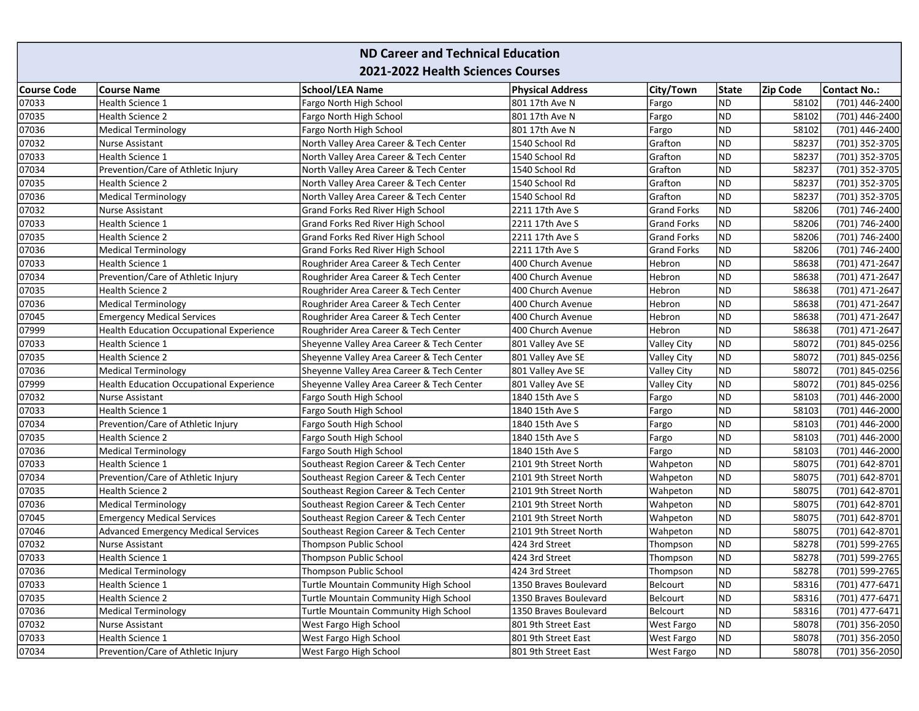| ND Career and Technical Education | | | | | | | |
|---|---|---|---|---|---|---|---|
| 2021-2022 Health Sciences Courses | | | | | | | |
| **Course Code** | **Course Name** | **School/LEA Name** | **Physical Address** | **City/Town** | **State** | **Zip Code** | **Contact No.:** |
| 07033 | Health Science 1 | Fargo North High School | 801 17th Ave N | Fargo | ND | 58102 | (701) 446-2400 |
| 07035 | Health Science 2 | Fargo North High School | 801 17th Ave N | Fargo | ND | 58102 | (701) 446-2400 |
| 07036 | Medical Terminology | Fargo North High School | 801 17th Ave N | Fargo | ND | 58102 | (701) 446-2400 |
| 07032 | Nurse Assistant | North Valley Area Career & Tech Center | 1540 School Rd | Grafton | ND | 58237 | (701) 352-3705 |
| 07033 | Health Science 1 | North Valley Area Career & Tech Center | 1540 School Rd | Grafton | ND | 58237 | (701) 352-3705 |
| 07034 | Prevention/Care of Athletic Injury | North Valley Area Career & Tech Center | 1540 School Rd | Grafton | ND | 58237 | (701) 352-3705 |
| 07035 | Health Science 2 | North Valley Area Career & Tech Center | 1540 School Rd | Grafton | ND | 58237 | (701) 352-3705 |
| 07036 | Medical Terminology | North Valley Area Career & Tech Center | 1540 School Rd | Grafton | ND | 58237 | (701) 352-3705 |
| 07032 | Nurse Assistant | Grand Forks Red River High School | 2211 17th Ave S | Grand Forks | ND | 58206 | (701) 746-2400 |
| 07033 | Health Science 1 | Grand Forks Red River High School | 2211 17th Ave S | Grand Forks | ND | 58206 | (701) 746-2400 |
| 07035 | Health Science 2 | Grand Forks Red River High School | 2211 17th Ave S | Grand Forks | ND | 58206 | (701) 746-2400 |
| 07036 | Medical Terminology | Grand Forks Red River High School | 2211 17th Ave S | Grand Forks | ND | 58206 | (701) 746-2400 |
| 07033 | Health Science 1 | Roughrider Area Career & Tech Center | 400 Church Avenue | Hebron | ND | 58638 | (701) 471-2647 |
| 07034 | Prevention/Care of Athletic Injury | Roughrider Area Career & Tech Center | 400 Church Avenue | Hebron | ND | 58638 | (701) 471-2647 |
| 07035 | Health Science 2 | Roughrider Area Career & Tech Center | 400 Church Avenue | Hebron | ND | 58638 | (701) 471-2647 |
| 07036 | Medical Terminology | Roughrider Area Career & Tech Center | 400 Church Avenue | Hebron | ND | 58638 | (701) 471-2647 |
| 07045 | Emergency Medical Services | Roughrider Area Career & Tech Center | 400 Church Avenue | Hebron | ND | 58638 | (701) 471-2647 |
| 07999 | Health Education Occupational Experience | Roughrider Area Career & Tech Center | 400 Church Avenue | Hebron | ND | 58638 | (701) 471-2647 |
| 07033 | Health Science 1 | Sheyenne Valley Area Career & Tech Center | 801 Valley Ave SE | Valley City | ND | 58072 | (701) 845-0256 |
| 07035 | Health Science 2 | Sheyenne Valley Area Career & Tech Center | 801 Valley Ave SE | Valley City | ND | 58072 | (701) 845-0256 |
| 07036 | Medical Terminology | Sheyenne Valley Area Career & Tech Center | 801 Valley Ave SE | Valley City | ND | 58072 | (701) 845-0256 |
| 07999 | Health Education Occupational Experience | Sheyenne Valley Area Career & Tech Center | 801 Valley Ave SE | Valley City | ND | 58072 | (701) 845-0256 |
| 07032 | Nurse Assistant | Fargo South High School | 1840 15th Ave S | Fargo | ND | 58103 | (701) 446-2000 |
| 07033 | Health Science 1 | Fargo South High School | 1840 15th Ave S | Fargo | ND | 58103 | (701) 446-2000 |
| 07034 | Prevention/Care of Athletic Injury | Fargo South High School | 1840 15th Ave S | Fargo | ND | 58103 | (701) 446-2000 |
| 07035 | Health Science 2 | Fargo South High School | 1840 15th Ave S | Fargo | ND | 58103 | (701) 446-2000 |
| 07036 | Medical Terminology | Fargo South High School | 1840 15th Ave S | Fargo | ND | 58103 | (701) 446-2000 |
| 07033 | Health Science 1 | Southeast Region Career & Tech Center | 2101 9th Street North | Wahpeton | ND | 58075 | (701) 642-8701 |
| 07034 | Prevention/Care of Athletic Injury | Southeast Region Career & Tech Center | 2101 9th Street North | Wahpeton | ND | 58075 | (701) 642-8701 |
| 07035 | Health Science 2 | Southeast Region Career & Tech Center | 2101 9th Street North | Wahpeton | ND | 58075 | (701) 642-8701 |
| 07036 | Medical Terminology | Southeast Region Career & Tech Center | 2101 9th Street North | Wahpeton | ND | 58075 | (701) 642-8701 |
| 07045 | Emergency Medical Services | Southeast Region Career & Tech Center | 2101 9th Street North | Wahpeton | ND | 58075 | (701) 642-8701 |
| 07046 | Advanced Emergency Medical Services | Southeast Region Career & Tech Center | 2101 9th Street North | Wahpeton | ND | 58075 | (701) 642-8701 |
| 07032 | Nurse Assistant | Thompson Public School | 424 3rd Street | Thompson | ND | 58278 | (701) 599-2765 |
| 07033 | Health Science 1 | Thompson Public School | 424 3rd Street | Thompson | ND | 58278 | (701) 599-2765 |
| 07036 | Medical Terminology | Thompson Public School | 424 3rd Street | Thompson | ND | 58278 | (701) 599-2765 |
| 07033 | Health Science 1 | Turtle Mountain Community High School | 1350 Braves Boulevard | Belcourt | ND | 58316 | (701) 477-6471 |
| 07035 | Health Science 2 | Turtle Mountain Community High School | 1350 Braves Boulevard | Belcourt | ND | 58316 | (701) 477-6471 |
| 07036 | Medical Terminology | Turtle Mountain Community High School | 1350 Braves Boulevard | Belcourt | ND | 58316 | (701) 477-6471 |
| 07032 | Nurse Assistant | West Fargo High School | 801 9th Street East | West Fargo | ND | 58078 | (701) 356-2050 |
| 07033 | Health Science 1 | West Fargo High School | 801 9th Street East | West Fargo | ND | 58078 | (701) 356-2050 |
| 07034 | Prevention/Care of Athletic Injury | West Fargo High School | 801 9th Street East | West Fargo | ND | 58078 | (701) 356-2050 |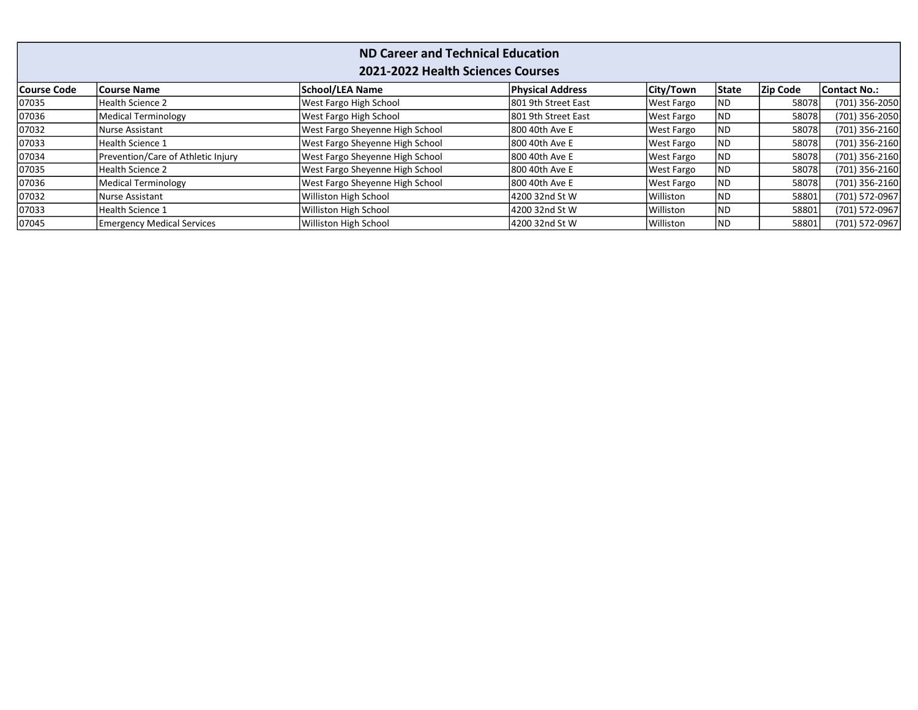## ND Career and Technical Education
## 2021-2022 Health Sciences Courses

| Course Code | Course Name | School/LEA Name | Physical Address | City/Town | State | Zip Code | Contact No.: |
|---|---|---|---|---|---|---|---|
| 07035 | Health Science 2 | West Fargo High School | 801 9th Street East | West Fargo | ND | 58078 | (701) 356-2050 |
| 07036 | Medical Terminology | West Fargo High School | 801 9th Street East | West Fargo | ND | 58078 | (701) 356-2050 |
| 07032 | Nurse Assistant | West Fargo Sheyenne High School | 800 40th Ave E | West Fargo | ND | 58078 | (701) 356-2160 |
| 07033 | Health Science 1 | West Fargo Sheyenne High School | 800 40th Ave E | West Fargo | ND | 58078 | (701) 356-2160 |
| 07034 | Prevention/Care of Athletic Injury | West Fargo Sheyenne High School | 800 40th Ave E | West Fargo | ND | 58078 | (701) 356-2160 |
| 07035 | Health Science 2 | West Fargo Sheyenne High School | 800 40th Ave E | West Fargo | ND | 58078 | (701) 356-2160 |
| 07036 | Medical Terminology | West Fargo Sheyenne High School | 800 40th Ave E | West Fargo | ND | 58078 | (701) 356-2160 |
| 07032 | Nurse Assistant | Williston High School | 4200 32nd St W | Williston | ND | 58801 | (701) 572-0967 |
| 07033 | Health Science 1 | Williston High School | 4200 32nd St W | Williston | ND | 58801 | (701) 572-0967 |
| 07045 | Emergency Medical Services | Williston High School | 4200 32nd St W | Williston | ND | 58801 | (701) 572-0967 |